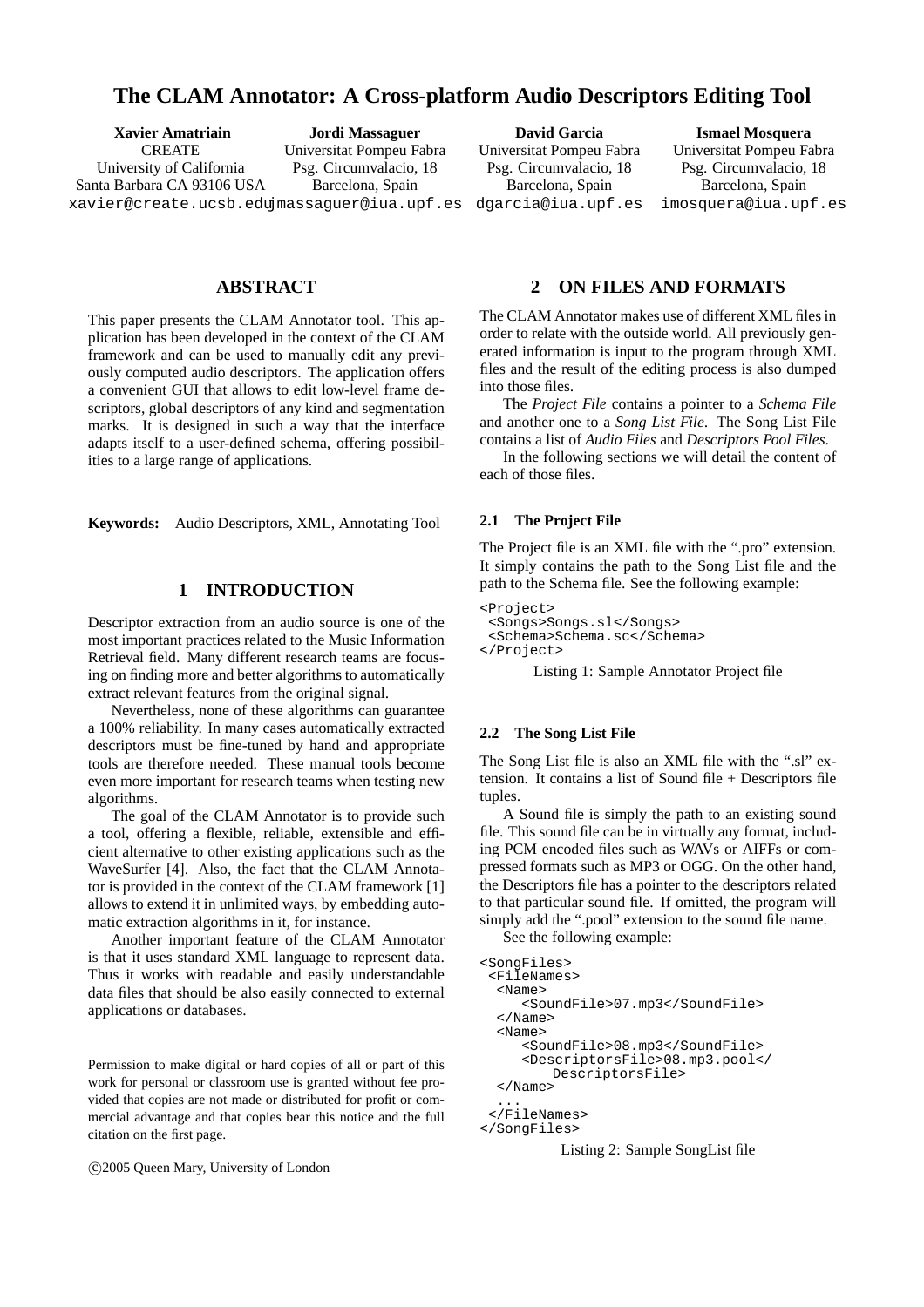# The CLAM Annotator: A Cross-platform Audio Descriptors Editing Tool

**Xavier Amatriain**
CREATE
University of California
Santa Barbara CA 93106 USA
xavier@create.ucsb.edu

**Jordi Massaguer**
Universitat Pompeu Fabra
Psg. Circumvalacio, 18
Barcelona, Spain
jmassaguer@iua.upf.es

**David Garcia**
Universitat Pompeu Fabra
Psg. Circumvalacio, 18
Barcelona, Spain
dgarcia@iua.upf.es

**Ismael Mosquera**
Universitat Pompeu Fabra
Psg. Circumvalacio, 18
Barcelona, Spain
imosquera@iua.upf.es

## ABSTRACT

This paper presents the CLAM Annotator tool. This application has been developed in the context of the CLAM framework and can be used to manually edit any previously computed audio descriptors. The application offers a convenient GUI that allows to edit low-level frame descriptors, global descriptors of any kind and segmentation marks. It is designed in such a way that the interface adapts itself to a user-defined schema, offering possibilities to a large range of applications.

**Keywords:** Audio Descriptors, XML, Annotating Tool

## 1 INTRODUCTION

Descriptor extraction from an audio source is one of the most important practices related to the Music Information Retrieval field. Many different research teams are focusing on finding more and better algorithms to automatically extract relevant features from the original signal.

Nevertheless, none of these algorithms can guarantee a 100% reliability. In many cases automatically extracted descriptors must be fine-tuned by hand and appropriate tools are therefore needed. These manual tools become even more important for research teams when testing new algorithms.

The goal of the CLAM Annotator is to provide such a tool, offering a flexible, reliable, extensible and efficient alternative to other existing applications such as the WaveSurfer [4]. Also, the fact that the CLAM Annotator is provided in the context of the CLAM framework [1] allows to extend it in unlimited ways, by embedding automatic extraction algorithms in it, for instance.

Another important feature of the CLAM Annotator is that it uses standard XML language to represent data. Thus it works with readable and easily understandable data files that should be also easily connected to external applications or databases.

Permission to make digital or hard copies of all or part of this work for personal or classroom use is granted without fee provided that copies are not made or distributed for profit or commercial advantage and that copies bear this notice and the full citation on the first page.

©2005 Queen Mary, University of London

## 2 ON FILES AND FORMATS

The CLAM Annotator makes use of different XML files in order to relate with the outside world. All previously generated information is input to the program through XML files and the result of the editing process is also dumped into those files.

The *Project File* contains a pointer to a *Schema File* and another one to a *Song List File*. The Song List File contains a list of *Audio Files* and *Descriptors Pool Files*.

In the following sections we will detail the content of each of those files.

### 2.1 The Project File

The Project file is an XML file with the ".pro" extension. It simply contains the path to the Song List file and the path to the Schema file. See the following example:

```
<Project>
 <Songs>Songs.sl</Songs>
 <Schema>Schema.sc</Schema>
</Project>
```

Listing 1: Sample Annotator Project file

### 2.2 The Song List File

The Song List file is also an XML file with the ".sl" extension. It contains a list of Sound file + Descriptors file tuples.

A Sound file is simply the path to an existing sound file. This sound file can be in virtually any format, including PCM encoded files such as WAVs or AIFFs or compressed formats such as MP3 or OGG. On the other hand, the Descriptors file has a pointer to the descriptors related to that particular sound file. If omitted, the program will simply add the ".pool" extension to the sound file name.

See the following example:

```
<SongFiles>
 <FileNames>
  <Name>
     <SoundFile>07.mp3</SoundFile>
  </Name>
  <Name>
     <SoundFile>08.mp3</SoundFile>
     <DescriptorsFile>08.mp3.pool</
         DescriptorsFile>
  </Name>
  ...
 </FileNames>
</SongFiles>
```

Listing 2: Sample SongList file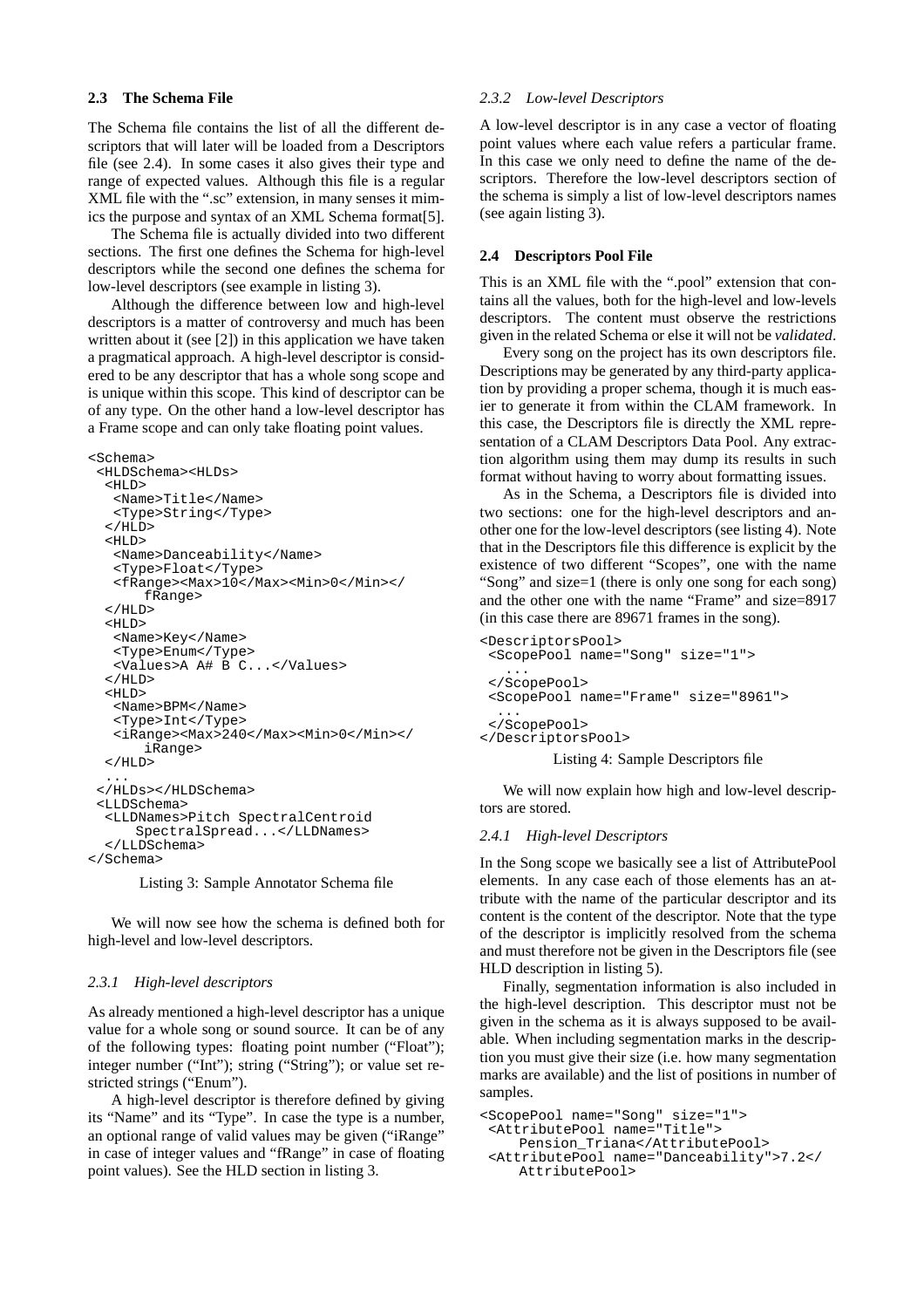### 2.3 The Schema File

The Schema file contains the list of all the different descriptors that will later will be loaded from a Descriptors file (see 2.4). In some cases it also gives their type and range of expected values. Although this file is a regular XML file with the ".sc" extension, in many senses it mimics the purpose and syntax of an XML Schema format[5].

The Schema file is actually divided into two different sections. The first one defines the Schema for high-level descriptors while the second one defines the schema for low-level descriptors (see example in listing 3).

Although the difference between low and high-level descriptors is a matter of controversy and much has been written about it (see [2]) in this application we have taken a pragmatical approach. A high-level descriptor is considered to be any descriptor that has a whole song scope and is unique within this scope. This kind of descriptor can be of any type. On the other hand a low-level descriptor has a Frame scope and can only take floating point values.

```
<Schema>
 <HLDSchema><HLDs>
  <HLD>
   <Name>Title</Name>
   <Type>String</Type>
  </HLD>
  <HLD>
   <Name>Danceability</Name>
   <Type>Float</Type>
   <fRange><Max>10</Max><Min>0</Min></
       fRange>
  </HLD>
  <HLD>
   <Name>Key</Name>
   <Type>Enum</Type>
   <Values>A A# B C...</Values>
  </HLD>
  <HLD>
   <Name>BPM</Name>
   <Type>Int</Type>
   <iRange><Max>240</Max><Min>0</Min></
       iRange>
  </HLD>
  ...
 </HLDs></HLDSchema>
 <LLDSchema>
  <LLDNames>Pitch SpectralCentroid
      SpectralSpread...</LLDNames>
  </LLDSchema>
</Schema>
```

Listing 3: Sample Annotator Schema file

We will now see how the schema is defined both for high-level and low-level descriptors.

#### 2.3.1 High-level descriptors

As already mentioned a high-level descriptor has a unique value for a whole song or sound source. It can be of any of the following types: floating point number ("Float"); integer number ("Int"); string ("String"); or value set restricted strings ("Enum").

A high-level descriptor is therefore defined by giving its "Name" and its "Type". In case the type is a number, an optional range of valid values may be given ("iRange" in case of integer values and "fRange" in case of floating point values). See the HLD section in listing 3.

#### 2.3.2 Low-level Descriptors

A low-level descriptor is in any case a vector of floating point values where each value refers a particular frame. In this case we only need to define the name of the descriptors. Therefore the low-level descriptors section of the schema is simply a list of low-level descriptors names (see again listing 3).

### 2.4 Descriptors Pool File

This is an XML file with the ".pool" extension that contains all the values, both for the high-level and low-levels descriptors. The content must observe the restrictions given in the related Schema or else it will not be *validated*.

Every song on the project has its own descriptors file. Descriptions may be generated by any third-party application by providing a proper schema, though it is much easier to generate it from within the CLAM framework. In this case, the Descriptors file is directly the XML representation of a CLAM Descriptors Data Pool. Any extraction algorithm using them may dump its results in such format without having to worry about formatting issues.

As in the Schema, a Descriptors file is divided into two sections: one for the high-level descriptors and another one for the low-level descriptors (see listing 4). Note that in the Descriptors file this difference is explicit by the existence of two different "Scopes", one with the name "Song" and size=1 (there is only one song for each song) and the other one with the name "Frame" and size=8917 (in this case there are 89671 frames in the song).

```
<DescriptorsPool>
 <ScopePool name="Song" size="1">
   ...
 </ScopePool>
 <ScopePool name="Frame" size="8961">
  ...
 </ScopePool>
</DescriptorsPool>
```

Listing 4: Sample Descriptors file

We will now explain how high and low-level descriptors are stored.

#### 2.4.1 High-level Descriptors

In the Song scope we basically see a list of AttributePool elements. In any case each of those elements has an attribute with the name of the particular descriptor and its content is the content of the descriptor. Note that the type of the descriptor is implicitly resolved from the schema and must therefore not be given in the Descriptors file (see HLD description in listing 5).

Finally, segmentation information is also included in the high-level description. This descriptor must not be given in the schema as it is always supposed to be available. When including segmentation marks in the description you must give their size (i.e. how many segmentation marks are available) and the list of positions in number of samples.

```
<ScopePool name="Song" size="1">
 <AttributePool name="Title">
     Pension_Triana</AttributePool>
 <AttributePool name="Danceability">7.2</
     AttributePool>
```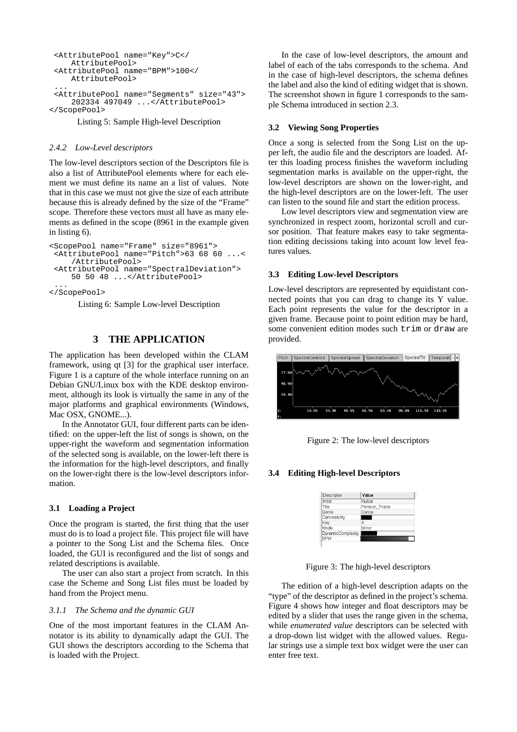```
 <AttributePool name="Key">C</
     AttributePool>
 <AttributePool name="BPM">100</
     AttributePool>
 ...
 <AttributePool name="Segments" size="43">
     202334 497049 ...</AttributePool>
</ScopePool>
```

Listing 5: Sample High-level Description

#### 2.4.2 Low-Level descriptors

The low-level descriptors section of the Descriptors file is also a list of AttributePool elements where for each element we must define its name an a list of values. Note that in this case we must not give the size of each attribute because this is already defined by the size of the "Frame" scope. Therefore these vectors must all have as many elements as defined in the scope (8961 in the example given in listing 6).

```
<ScopePool name="Frame" size="8961">
 <AttributePool name="Pitch">63 68 60 ...<
     /AttributePool>
 <AttributePool name="SpectralDeviation">
     50 50 48 ...</AttributePool>
 ...
</ScopePool>
```

Listing 6: Sample Low-level Description

## 3 THE APPLICATION

The application has been developed within the CLAM framework, using qt [3] for the graphical user interface. Figure 1 is a capture of the whole interface running on an Debian GNU/Linux box with the KDE desktop environment, although its look is virtually the same in any of the major platforms and graphical environments (Windows, Mac OSX, GNOME...).

In the Annotator GUI, four different parts can be identified: on the upper-left the list of songs is shown, on the upper-right the waveform and segmentation information of the selected song is available, on the lower-left there is the information for the high-level descriptors, and finally on the lower-right there is the low-level descriptors information.

### 3.1 Loading a Project

Once the program is started, the first thing that the user must do is to load a project file. This project file will have a pointer to the Song List and the Schema files. Once loaded, the GUI is reconfigured and the list of songs and related descriptions is available.

The user can also start a project from scratch. In this case the Scheme and Song List files must be loaded by hand from the Project menu.

#### 3.1.1 The Schema and the dynamic GUI

One of the most important features in the CLAM Annotator is its ability to dynamically adapt the GUI. The GUI shows the descriptors according to the Schema that is loaded with the Project.

In the case of low-level descriptors, the amount and label of each of the tabs corresponds to the schema. And in the case of high-level descriptors, the schema defines the label and also the kind of editing widget that is shown. The screenshot shown in figure 1 corresponds to the sample Schema introduced in section 2.3.

### 3.2 Viewing Song Properties

Once a song is selected from the Song List on the upper left, the audio file and the descriptors are loaded. After this loading process finishes the waveform including segmentation marks is available on the upper-right, the low-level descriptors are shown on the lower-right, and the high-level descriptors are on the lower-left. The user can listen to the sound file and start the edition process.

Low level descriptors view and segmentation view are synchronized in respect zoom, horizontal scroll and cursor position. That feature makes easy to take segmentation editing decissions taking into acount low level features values.

### 3.3 Editing Low-level Descriptors

Low-level descriptors are represented by equidistant connected points that you can drag to change its Y value. Each point represents the value for the descriptor in a given frame. Because point to point edition may be hard, some convenient edition modes such `trim` or `draw` are provided.

Figure 2: The low-level descriptors

### 3.4 Editing High-level Descriptors

Figure 3: The high-level descriptors

The edition of a high-level description adapts on the "type" of the descriptor as defined in the project's schema. Figure 4 shows how integer and float descriptors may be edited by a slider that uses the range given in the schema, while *enumerated value* descriptors can be selected with a drop-down list widget with the allowed values. Regular strings use a simple text box widget were the user can enter free text.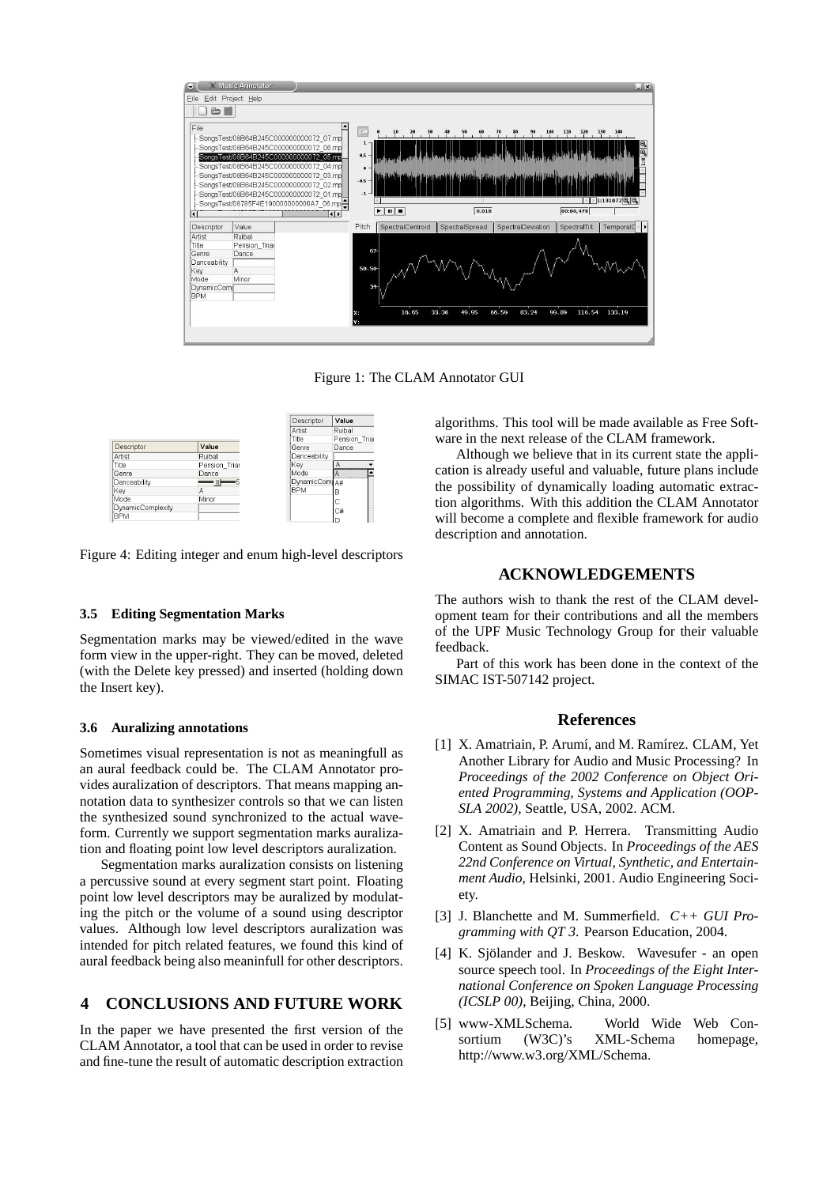Figure 1: The CLAM Annotator GUI

Figure 4: Editing integer and enum high-level descriptors

### 3.5 Editing Segmentation Marks

Segmentation marks may be viewed/edited in the wave form view in the upper-right. They can be moved, deleted (with the Delete key pressed) and inserted (holding down the Insert key).

### 3.6 Auralizing annotations

Sometimes visual representation is not as meaningfull as an aural feedback could be. The CLAM Annotator provides auralization of descriptors. That means mapping annotation data to synthesizer controls so that we can listen the synthesized sound synchronized to the actual waveform. Currently we support segmentation marks auralization and floating point low level descriptors auralization.

Segmentation marks auralization consists on listening a percussive sound at every segment start point. Floating point low level descriptors may be auralized by modulating the pitch or the volume of a sound using descriptor values. Although low level descriptors auralization was intended for pitch related features, we found this kind of aural feedback being also meaninfull for other descriptors.

## 4 CONCLUSIONS AND FUTURE WORK

In the paper we have presented the first version of the CLAM Annotator, a tool that can be used in order to revise and fine-tune the result of automatic description extraction algorithms. This tool will be made available as Free Software in the next release of the CLAM framework.

Although we believe that in its current state the application is already useful and valuable, future plans include the possibility of dynamically loading automatic extraction algorithms. With this addition the CLAM Annotator will become a complete and flexible framework for audio description and annotation.

## ACKNOWLEDGEMENTS

The authors wish to thank the rest of the CLAM development team for their contributions and all the members of the UPF Music Technology Group for their valuable feedback.

Part of this work has been done in the context of the SIMAC IST-507142 project.

## References

[1] X. Amatriain, P. Arumí, and M. Ramírez. CLAM, Yet Another Library for Audio and Music Processing? In *Proceedings of the 2002 Conference on Object Oriented Programming, Systems and Application (OOPSLA 2002)*, Seattle, USA, 2002. ACM.

[2] X. Amatriain and P. Herrera. Transmitting Audio Content as Sound Objects. In *Proceedings of the AES 22nd Conference on Virtual, Synthetic, and Entertainment Audio*, Helsinki, 2001. Audio Engineering Society.

[3] J. Blanchette and M. Summerfield. *C++ GUI Programming with QT 3*. Pearson Education, 2004.

[4] K. Sjölander and J. Beskow. Wavesufer - an open source speech tool. In *Proceedings of the Eight International Conference on Spoken Language Processing (ICSLP 00)*, Beijing, China, 2000.

[5] www-XMLSchema. World Wide Web Consortium (W3C)'s XML-Schema homepage, http://www.w3.org/XML/Schema.